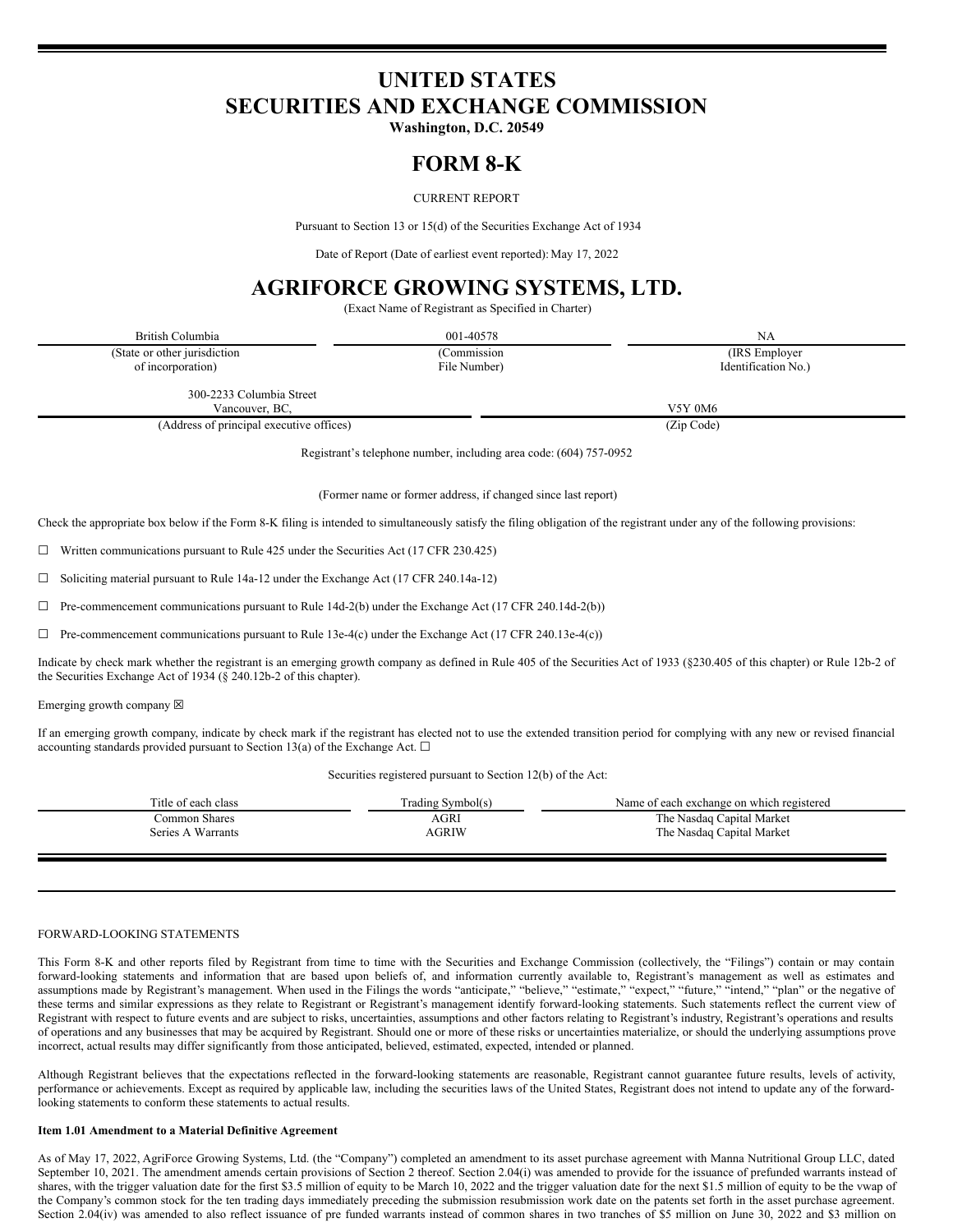# UNITED STATES
# SECURITIES AND EXCHANGE COMMISSION

**Washington, D.C. 20549**

# FORM 8-K

CURRENT REPORT

Pursuant to Section 13 or 15(d) of the Securities Exchange Act of 1934

Date of Report (Date of earliest event reported): May 17, 2022

# AGRIFORCE GROWING SYSTEMS, LTD.

(Exact Name of Registrant as Specified in Charter)

| British Columbia | 001-40578 | NA |
|---|---|---|
| (State or other jurisdiction of incorporation) | (Commission File Number) | (IRS Employer Identification No.) |

| 300-2233 Columbia Street Vancouver, BC, | V5Y 0M6 |
|---|---|
| (Address of principal executive offices) | (Zip Code) |

Registrant's telephone number, including area code: (604) 757-0952

(Former name or former address, if changed since last report)

Check the appropriate box below if the Form 8-K filing is intended to simultaneously satisfy the filing obligation of the registrant under any of the following provisions:

☐ Written communications pursuant to Rule 425 under the Securities Act (17 CFR 230.425)

☐ Soliciting material pursuant to Rule 14a-12 under the Exchange Act (17 CFR 240.14a-12)

☐ Pre-commencement communications pursuant to Rule 14d-2(b) under the Exchange Act (17 CFR 240.14d-2(b))

☐ Pre-commencement communications pursuant to Rule 13e-4(c) under the Exchange Act (17 CFR 240.13e-4(c))

Indicate by check mark whether the registrant is an emerging growth company as defined in Rule 405 of the Securities Act of 1933 (§230.405 of this chapter) or Rule 12b-2 of the Securities Exchange Act of 1934 (§ 240.12b-2 of this chapter).

Emerging growth company ☒

If an emerging growth company, indicate by check mark if the registrant has elected not to use the extended transition period for complying with any new or revised financial accounting standards provided pursuant to Section 13(a) of the Exchange Act. ☐

Securities registered pursuant to Section 12(b) of the Act:

| Title of each class | Trading Symbol(s) | Name of each exchange on which registered |
|---|---|---|
| Common Shares | AGRI | The Nasdaq Capital Market |
| Series A Warrants | AGRIW | The Nasdaq Capital Market |

FORWARD-LOOKING STATEMENTS

This Form 8-K and other reports filed by Registrant from time to time with the Securities and Exchange Commission (collectively, the "Filings") contain or may contain forward-looking statements and information that are based upon beliefs of, and information currently available to, Registrant's management as well as estimates and assumptions made by Registrant's management. When used in the Filings the words "anticipate," "believe," "estimate," "expect," "future," "intend," "plan" or the negative of these terms and similar expressions as they relate to Registrant or Registrant's management identify forward-looking statements. Such statements reflect the current view of Registrant with respect to future events and are subject to risks, uncertainties, assumptions and other factors relating to Registrant's industry, Registrant's operations and results of operations and any businesses that may be acquired by Registrant. Should one or more of these risks or uncertainties materialize, or should the underlying assumptions prove incorrect, actual results may differ significantly from those anticipated, believed, estimated, expected, intended or planned.

Although Registrant believes that the expectations reflected in the forward-looking statements are reasonable, Registrant cannot guarantee future results, levels of activity, performance or achievements. Except as required by applicable law, including the securities laws of the United States, Registrant does not intend to update any of the forward-looking statements to conform these statements to actual results.

**Item 1.01 Amendment to a Material Definitive Agreement**

As of May 17, 2022, AgriForce Growing Systems, Ltd. (the "Company") completed an amendment to its asset purchase agreement with Manna Nutritional Group LLC, dated September 10, 2021. The amendment amends certain provisions of Section 2 thereof. Section 2.04(i) was amended to provide for the issuance of prefunded warrants instead of shares, with the trigger valuation date for the first $3.5 million of equity to be March 10, 2022 and the trigger valuation date for the next $1.5 million of equity to be the vwap of the Company's common stock for the ten trading days immediately preceding the submission resubmission work date on the patents set forth in the asset purchase agreement. Section 2.04(iv) was amended to also reflect issuance of pre funded warrants instead of common shares in two tranches of $5 million on June 30, 2022 and $3 million on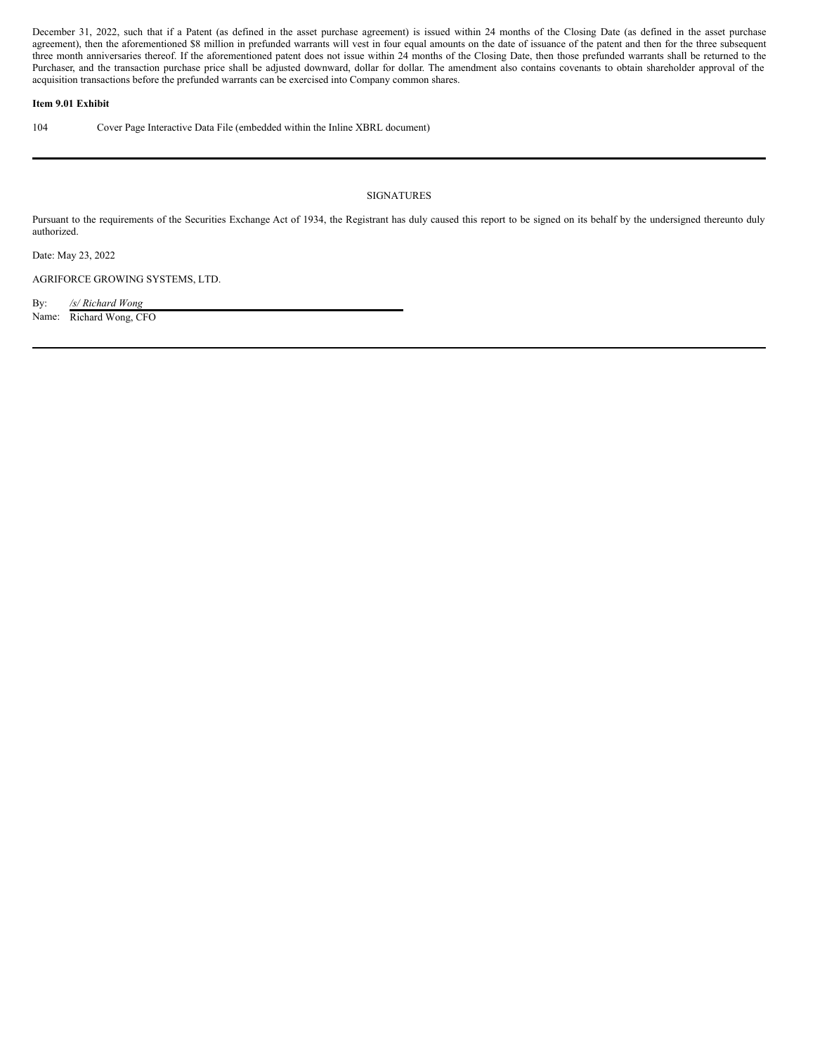December 31, 2022, such that if a Patent (as defined in the asset purchase agreement) is issued within 24 months of the Closing Date (as defined in the asset purchase agreement), then the aforementioned $8 million in prefunded warrants will vest in four equal amounts on the date of issuance of the patent and then for the three subsequent three month anniversaries thereof. If the aforementioned patent does not issue within 24 months of the Closing Date, then those prefunded warrants shall be returned to the Purchaser, and the transaction purchase price shall be adjusted downward, dollar for dollar. The amendment also contains covenants to obtain shareholder approval of the acquisition transactions before the prefunded warrants can be exercised into Company common shares.

**Item 9.01 Exhibit**

104 Cover Page Interactive Data File (embedded within the Inline XBRL document)

---

SIGNATURES

Pursuant to the requirements of the Securities Exchange Act of 1934, the Registrant has duly caused this report to be signed on its behalf by the undersigned thereunto duly authorized.

Date: May 23, 2022

AGRIFORCE GROWING SYSTEMS, LTD.

By: */s/ Richard Wong*

Name: Richard Wong, CFO